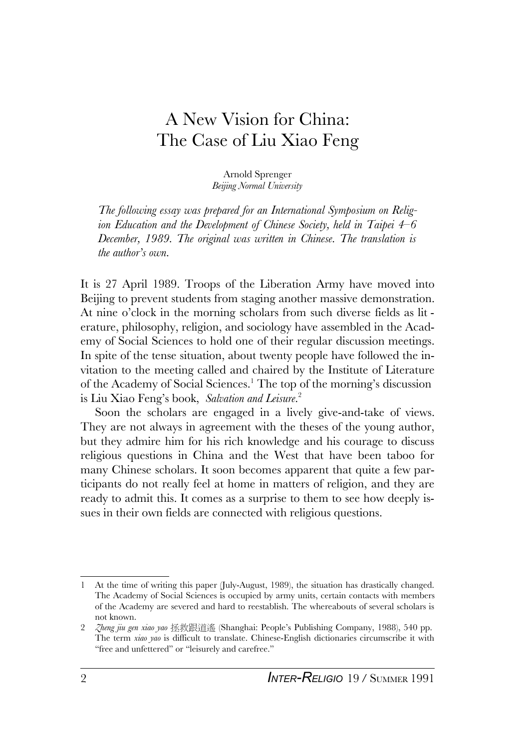# A New Vision for China: The Case of Liu Xiao Feng

Arnold Sprenger
*Beijing Normal University*

*The following essay was prepared for an International Symposium on Religion Education and the Development of Chinese Society, held in Taipei 4–6 December, 1989. The original was written in Chinese. The translation is the author's own.*

It is 27 April 1989. Troops of the Liberation Army have moved into Beijing to prevent students from staging another massive demonstration. At nine o'clock in the morning scholars from such diverse fields as literature, philosophy, religion, and sociology have assembled in the Academy of Social Sciences to hold one of their regular discussion meetings. In spite of the tense situation, about twenty people have followed the invitation to the meeting called and chaired by the Institute of Literature of the Academy of Social Sciences.[1] The top of the morning's discussion is Liu Xiao Feng's book, *Salvation and Leisure*.[2]

Soon the scholars are engaged in a lively give-and-take of views. They are not always in agreement with the theses of the young author, but they admire him for his rich knowledge and his courage to discuss religious questions in China and the West that have been taboo for many Chinese scholars. It soon becomes apparent that quite a few participants do not really feel at home in matters of religion, and they are ready to admit this. It comes as a surprise to them to see how deeply issues in their own fields are connected with religious questions.

---

1 At the time of writing this paper (July-August, 1989), the situation has drastically changed. The Academy of Social Sciences is occupied by army units, certain contacts with members of the Academy are severed and hard to reestablish. The whereabouts of several scholars is not known.

2 *Zheng jiu gen xiao yao* 拯救跟逍遙 (Shanghai: People's Publishing Company, 1988), 540 pp. The term *xiao yao* is difficult to translate. Chinese-English dictionaries circumscribe it with "free and unfettered" or "leisurely and carefree."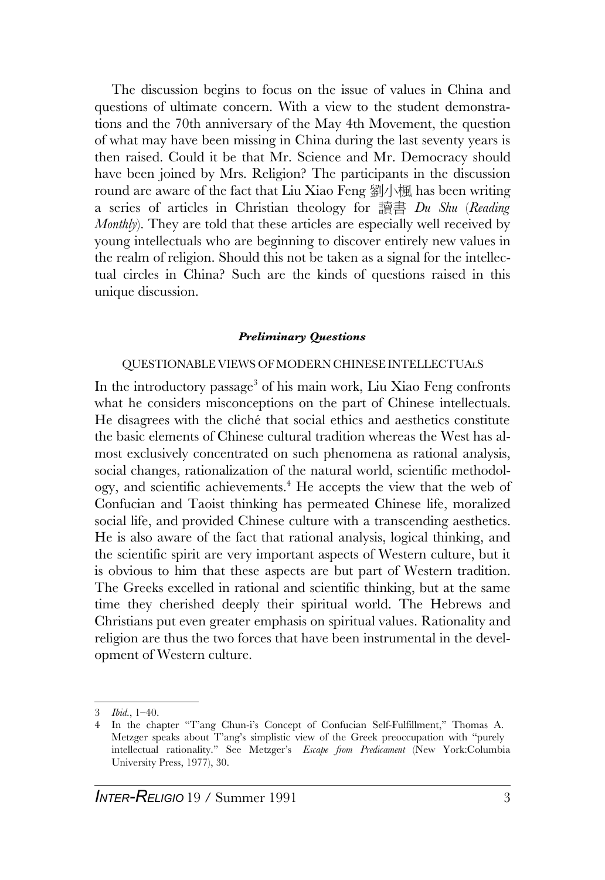The discussion begins to focus on the issue of values in China and questions of ultimate concern. With a view to the student demonstrations and the 70th anniversary of the May 4th Movement, the question of what may have been missing in China during the last seventy years is then raised. Could it be that Mr. Science and Mr. Democracy should have been joined by Mrs. Religion? The participants in the discussion round are aware of the fact that Liu Xiao Feng 劉小楓 has been writing a series of articles in Christian theology for 讀書 *Du Shu* (*Reading Monthly*). They are told that these articles are especially well received by young intellectuals who are beginning to discover entirely new values in the realm of religion. Should this not be taken as a signal for the intellectual circles in China? Such are the kinds of questions raised in this unique discussion.

### ***Preliminary Questions***

#### QUESTIONABLE VIEWS OF MODERN CHINESE INTELLECTUALS

In the introductory passage[3] of his main work, Liu Xiao Feng confronts what he considers misconceptions on the part of Chinese intellectuals. He disagrees with the cliché that social ethics and aesthetics constitute the basic elements of Chinese cultural tradition whereas the West has almost exclusively concentrated on such phenomena as rational analysis, social changes, rationalization of the natural world, scientific methodology, and scientific achievements.[4] He accepts the view that the web of Confucian and Taoist thinking has permeated Chinese life, moralized social life, and provided Chinese culture with a transcending aesthetics. He is also aware of the fact that rational analysis, logical thinking, and the scientific spirit are very important aspects of Western culture, but it is obvious to him that these aspects are but part of Western tradition. The Greeks excelled in rational and scientific thinking, but at the same time they cherished deeply their spiritual world. The Hebrews and Christians put even greater emphasis on spiritual values. Rationality and religion are thus the two forces that have been instrumental in the development of Western culture.

---

3 *Ibid.*, 1–40.

4 In the chapter "T'ang Chun-i's Concept of Confucian Self-Fulfillment," Thomas A. Metzger speaks about T'ang's simplistic view of the Greek preoccupation with "purely intellectual rationality." See Metzger's *Escape from Predicament* (New York:Columbia University Press, 1977), 30.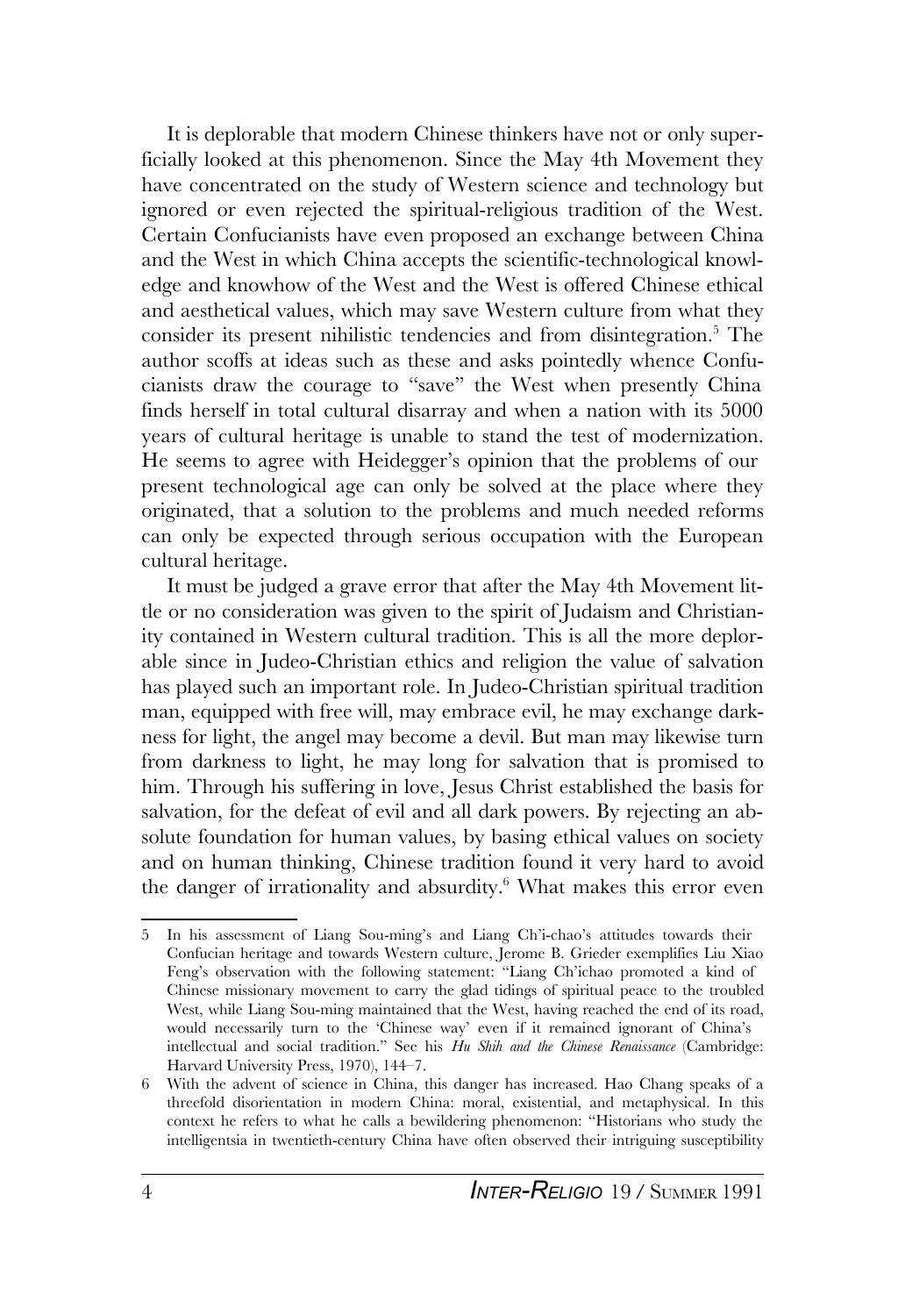It is deplorable that modern Chinese thinkers have not or only superficially looked at this phenomenon. Since the May 4th Movement they have concentrated on the study of Western science and technology but ignored or even rejected the spiritual-religious tradition of the West. Certain Confucianists have even proposed an exchange between China and the West in which China accepts the scientific-technological knowledge and knowhow of the West and the West is offered Chinese ethical and aesthetical values, which may save Western culture from what they consider its present nihilistic tendencies and from disintegration.[5] The author scoffs at ideas such as these and asks pointedly whence Confucianists draw the courage to "save" the West when presently China finds herself in total cultural disarray and when a nation with its 5000 years of cultural heritage is unable to stand the test of modernization. He seems to agree with Heidegger's opinion that the problems of our present technological age can only be solved at the place where they originated, that a solution to the problems and much needed reforms can only be expected through serious occupation with the European cultural heritage.

It must be judged a grave error that after the May 4th Movement little or no consideration was given to the spirit of Judaism and Christianity contained in Western cultural tradition. This is all the more deplorable since in Judeo-Christian ethics and religion the value of salvation has played such an important role. In Judeo-Christian spiritual tradition man, equipped with free will, may embrace evil, he may exchange darkness for light, the angel may become a devil. But man may likewise turn from darkness to light, he may long for salvation that is promised to him. Through his suffering in love, Jesus Christ established the basis for salvation, for the defeat of evil and all dark powers. By rejecting an absolute foundation for human values, by basing ethical values on society and on human thinking, Chinese tradition found it very hard to avoid the danger of irrationality and absurdity.[6] What makes this error even

---

5 In his assessment of Liang Sou-ming's and Liang Ch'i-chao's attitudes towards their Confucian heritage and towards Western culture, Jerome B. Grieder exemplifies Liu Xiao Feng's observation with the following statement: "Liang Ch'ichao promoted a kind of Chinese missionary movement to carry the glad tidings of spiritual peace to the troubled West, while Liang Sou-ming maintained that the West, having reached the end of its road, would necessarily turn to the 'Chinese way' even if it remained ignorant of China's intellectual and social tradition." See his *Hu Shih and the Chinese Renaissance* (Cambridge: Harvard University Press, 1970), 144–7.

6 With the advent of science in China, this danger has increased. Hao Chang speaks of a threefold disorientation in modern China: moral, existential, and metaphysical. In this context he refers to what he calls a bewildering phenomenon: "Historians who study the intelligentsia in twentieth-century China have often observed their intriguing susceptibility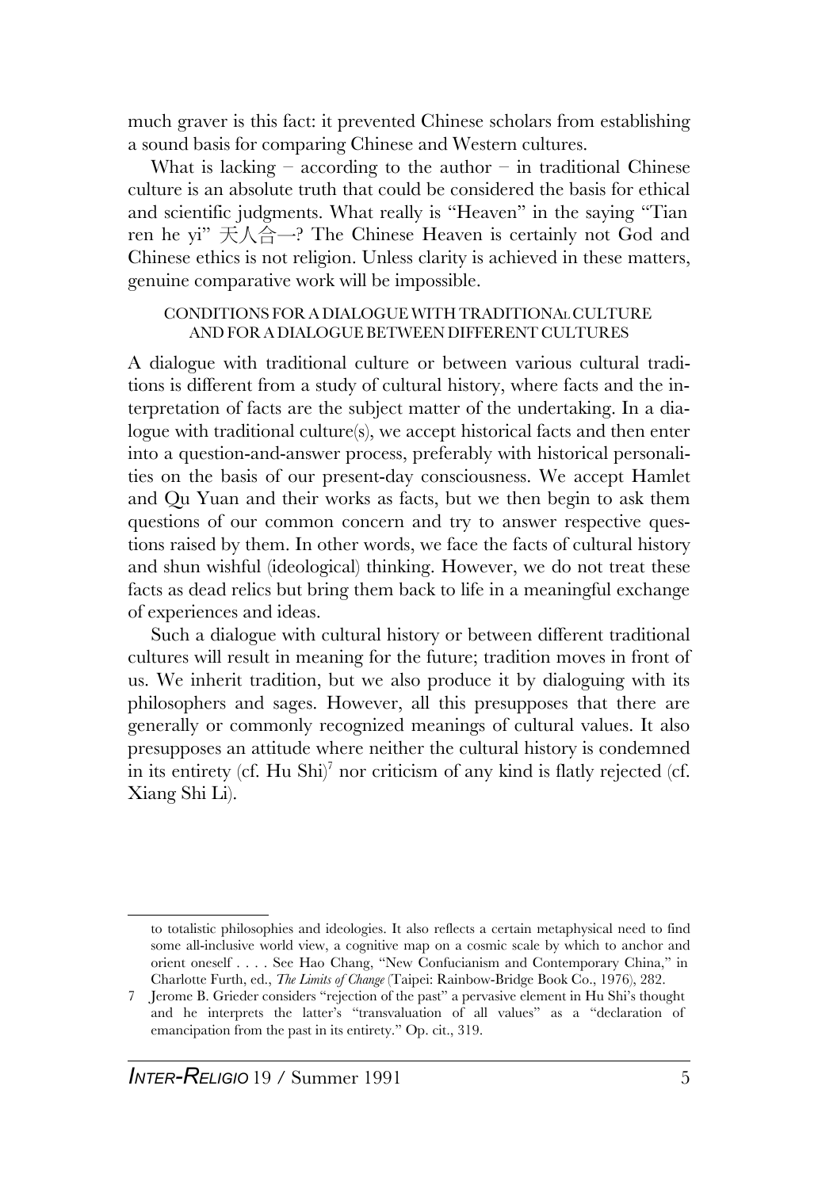much graver is this fact: it prevented Chinese scholars from establishing a sound basis for comparing Chinese and Western cultures.

What is lacking – according to the author – in traditional Chinese culture is an absolute truth that could be considered the basis for ethical and scientific judgments. What really is "Heaven" in the saying "Tian ren he yi" 天人合一? The Chinese Heaven is certainly not God and Chinese ethics is not religion. Unless clarity is achieved in these matters, genuine comparative work will be impossible.

### CONDITIONS FOR A DIALOGUE WITH TRADITIONAL CULTURE AND FOR A DIALOGUE BETWEEN DIFFERENT CULTURES

A dialogue with traditional culture or between various cultural traditions is different from a study of cultural history, where facts and the interpretation of facts are the subject matter of the undertaking. In a dialogue with traditional culture(s), we accept historical facts and then enter into a question-and-answer process, preferably with historical personalities on the basis of our present-day consciousness. We accept Hamlet and Qu Yuan and their works as facts, but we then begin to ask them questions of our common concern and try to answer respective questions raised by them. In other words, we face the facts of cultural history and shun wishful (ideological) thinking. However, we do not treat these facts as dead relics but bring them back to life in a meaningful exchange of experiences and ideas.

Such a dialogue with cultural history or between different traditional cultures will result in meaning for the future; tradition moves in front of us. We inherit tradition, but we also produce it by dialoguing with its philosophers and sages. However, all this presupposes that there are generally or commonly recognized meanings of cultural values. It also presupposes an attitude where neither the cultural history is condemned in its entirety (cf. Hu Shi)[7] nor criticism of any kind is flatly rejected (cf. Xiang Shi Li).

---

to totalistic philosophies and ideologies. It also reflects a certain metaphysical need to find some all-inclusive world view, a cognitive map on a cosmic scale by which to anchor and orient oneself . . . . See Hao Chang, "New Confucianism and Contemporary China," in Charlotte Furth, ed., *The Limits of Change* (Taipei: Rainbow-Bridge Book Co., 1976), 282.

7 Jerome B. Grieder considers "rejection of the past" a pervasive element in Hu Shi's thought and he interprets the latter's "transvaluation of all values" as a "declaration of emancipation from the past in its entirety." Op. cit., 319.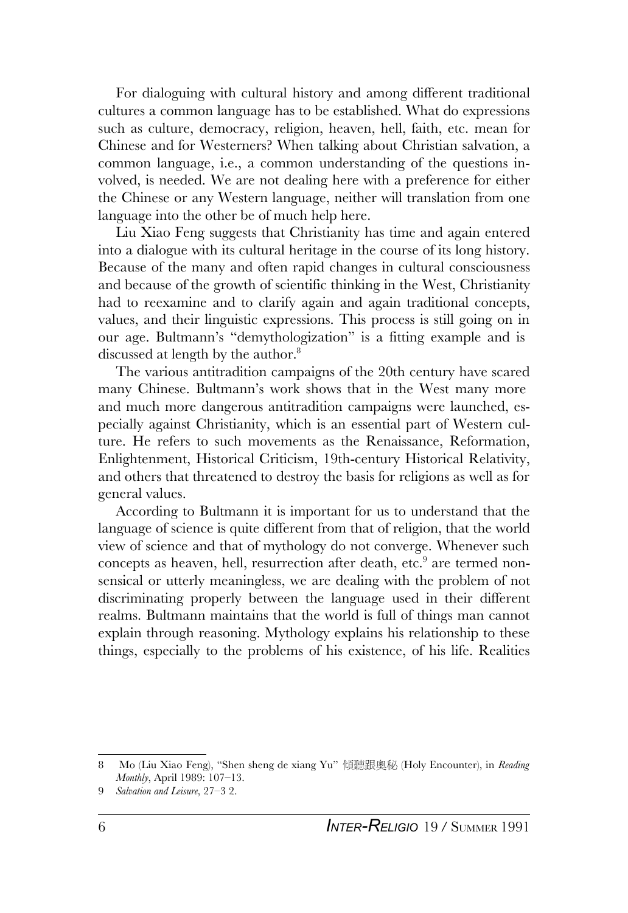For dialoguing with cultural history and among different traditional cultures a common language has to be established. What do expressions such as culture, democracy, religion, heaven, hell, faith, etc. mean for Chinese and for Westerners? When talking about Christian salvation, a common language, i.e., a common understanding of the questions involved, is needed. We are not dealing here with a preference for either the Chinese or any Western language, neither will translation from one language into the other be of much help here.

Liu Xiao Feng suggests that Christianity has time and again entered into a dialogue with its cultural heritage in the course of its long history. Because of the many and often rapid changes in cultural consciousness and because of the growth of scientific thinking in the West, Christianity had to reexamine and to clarify again and again traditional concepts, values, and their linguistic expressions. This process is still going on in our age. Bultmann's "demythologization" is a fitting example and is discussed at length by the author.[8]

The various antitradition campaigns of the 20th century have scared many Chinese. Bultmann's work shows that in the West many more and much more dangerous antitradition campaigns were launched, especially against Christianity, which is an essential part of Western culture. He refers to such movements as the Renaissance, Reformation, Enlightenment, Historical Criticism, 19th-century Historical Relativity, and others that threatened to destroy the basis for religions as well as for general values.

According to Bultmann it is important for us to understand that the language of science is quite different from that of religion, that the world view of science and that of mythology do not converge. Whenever such concepts as heaven, hell, resurrection after death, etc.[9] are termed nonsensical or utterly meaningless, we are dealing with the problem of not discriminating properly between the language used in their different realms. Bultmann maintains that the world is full of things man cannot explain through reasoning. Mythology explains his relationship to these things, especially to the problems of his existence, of his life. Realities

---

8 Mo (Liu Xiao Feng), "Shen sheng de xiang Yu" 傾聽跟奧秘 (Holy Encounter), in *Reading Monthly*, April 1989: 107–13.

9 *Salvation and Leisure*, 27–3 2.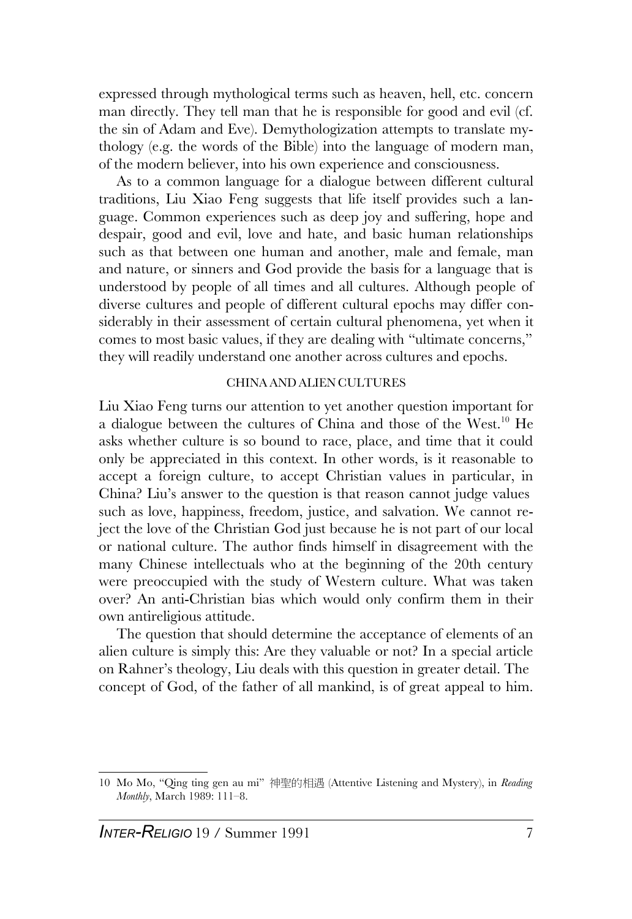expressed through mythological terms such as heaven, hell, etc. concern man directly. They tell man that he is responsible for good and evil (cf. the sin of Adam and Eve). Demythologization attempts to translate mythology (e.g. the words of the Bible) into the language of modern man, of the modern believer, into his own experience and consciousness.

As to a common language for a dialogue between different cultural traditions, Liu Xiao Feng suggests that life itself provides such a language. Common experiences such as deep joy and suffering, hope and despair, good and evil, love and hate, and basic human relationships such as that between one human and another, male and female, man and nature, or sinners and God provide the basis for a language that is understood by people of all times and all cultures. Although people of diverse cultures and people of different cultural epochs may differ considerably in their assessment of certain cultural phenomena, yet when it comes to most basic values, if they are dealing with "ultimate concerns," they will readily understand one another across cultures and epochs.

## CHINA AND ALIEN CULTURES

Liu Xiao Feng turns our attention to yet another question important for a dialogue between the cultures of China and those of the West.[10] He asks whether culture is so bound to race, place, and time that it could only be appreciated in this context. In other words, is it reasonable to accept a foreign culture, to accept Christian values in particular, in China? Liu's answer to the question is that reason cannot judge values such as love, happiness, freedom, justice, and salvation. We cannot reject the love of the Christian God just because he is not part of our local or national culture. The author finds himself in disagreement with the many Chinese intellectuals who at the beginning of the 20th century were preoccupied with the study of Western culture. What was taken over? An anti-Christian bias which would only confirm them in their own antireligious attitude.

The question that should determine the acceptance of elements of an alien culture is simply this: Are they valuable or not? In a special article on Rahner's theology, Liu deals with this question in greater detail. The concept of God, of the father of all mankind, is of great appeal to him.

---

10 Mo Mo, "Qing ting gen au mi" 神聖的相遇 (Attentive Listening and Mystery), in *Reading Monthly*, March 1989: 111–8.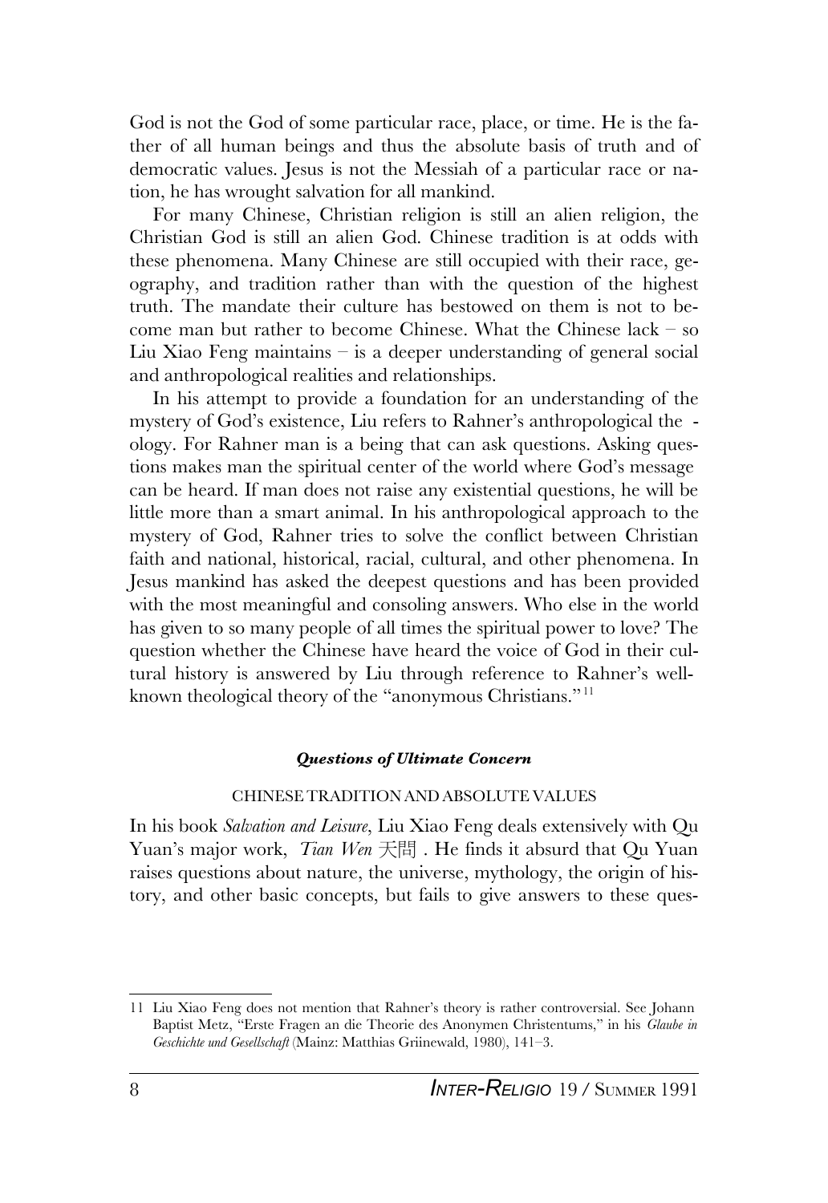God is not the God of some particular race, place, or time. He is the father of all human beings and thus the absolute basis of truth and of democratic values. Jesus is not the Messiah of a particular race or nation, he has wrought salvation for all mankind.

For many Chinese, Christian religion is still an alien religion, the Christian God is still an alien God. Chinese tradition is at odds with these phenomena. Many Chinese are still occupied with their race, geography, and tradition rather than with the question of the highest truth. The mandate their culture has bestowed on them is not to become man but rather to become Chinese. What the Chinese lack – so Liu Xiao Feng maintains – is a deeper understanding of general social and anthropological realities and relationships.

In his attempt to provide a foundation for an understanding of the mystery of God's existence, Liu refers to Rahner's anthropological theology. For Rahner man is a being that can ask questions. Asking questions makes man the spiritual center of the world where God's message can be heard. If man does not raise any existential questions, he will be little more than a smart animal. In his anthropological approach to the mystery of God, Rahner tries to solve the conflict between Christian faith and national, historical, racial, cultural, and other phenomena. In Jesus mankind has asked the deepest questions and has been provided with the most meaningful and consoling answers. Who else in the world has given to so many people of all times the spiritual power to love? The question whether the Chinese have heard the voice of God in their cultural history is answered by Liu through reference to Rahner's well-known theological theory of the "anonymous Christians."[11]

### *Questions of Ultimate Concern*

#### CHINESE TRADITION AND ABSOLUTE VALUES

In his book *Salvation and Leisure*, Liu Xiao Feng deals extensively with Qu Yuan's major work, *Tian Wen* 天問 . He finds it absurd that Qu Yuan raises questions about nature, the universe, mythology, the origin of history, and other basic concepts, but fails to give answers to these ques-

---

11 Liu Xiao Feng does not mention that Rahner's theory is rather controversial. See Johann Baptist Metz, "Erste Fragen an die Theorie des Anonymen Christentums," in his *Glaube in Geschichte und Gesellschaft* (Mainz: Matthias Grünewald, 1980), 141–3.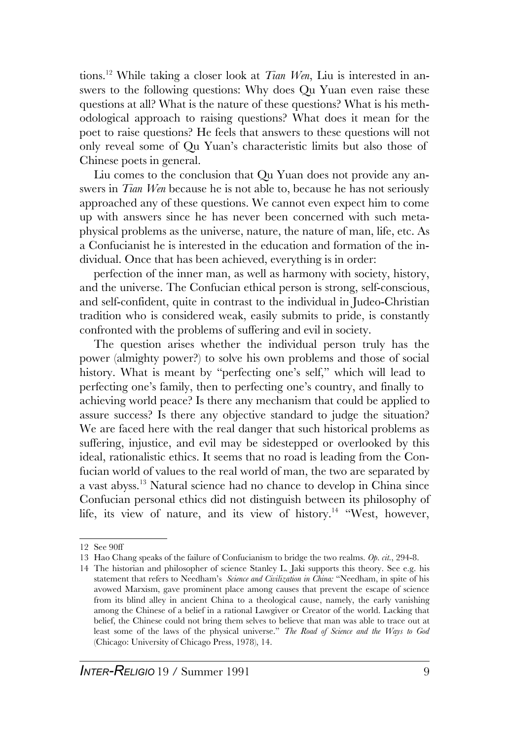tions.[12] While taking a closer look at *Tian Wen*, Liu is interested in answers to the following questions: Why does Qu Yuan even raise these questions at all? What is the nature of these questions? What is his methodological approach to raising questions? What does it mean for the poet to raise questions? He feels that answers to these questions will not only reveal some of Qu Yuan's characteristic limits but also those of Chinese poets in general.

Liu comes to the conclusion that Qu Yuan does not provide any answers in *Tian Wen* because he is not able to, because he has not seriously approached any of these questions. We cannot even expect him to come up with answers since he has never been concerned with such metaphysical problems as the universe, nature, the nature of man, life, etc. As a Confucianist he is interested in the education and formation of the individual. Once that has been achieved, everything is in order:

perfection of the inner man, as well as harmony with society, history, and the universe. The Confucian ethical person is strong, self-conscious, and self-confident, quite in contrast to the individual in Judeo-Christian tradition who is considered weak, easily submits to pride, is constantly confronted with the problems of suffering and evil in society.

The question arises whether the individual person truly has the power (almighty power?) to solve his own problems and those of social history. What is meant by "perfecting one's self," which will lead to perfecting one's family, then to perfecting one's country, and finally to achieving world peace? Is there any mechanism that could be applied to assure success? Is there any objective standard to judge the situation? We are faced here with the real danger that such historical problems as suffering, injustice, and evil may be sidestepped or overlooked by this ideal, rationalistic ethics. It seems that no road is leading from the Confucian world of values to the real world of man, the two are separated by a vast abyss.[13] Natural science had no chance to develop in China since Confucian personal ethics did not distinguish between its philosophy of life, its view of nature, and its view of history.[14] "West, however,

---

12 See 90ff

13 Hao Chang speaks of the failure of Confucianism to bridge the two realms. *Op. cit.*, 294-8.

14 The historian and philosopher of science Stanley L. Jaki supports this theory. See e.g. his statement that refers to Needham's *Science and Civilization in China:* "Needham, in spite of his avowed Marxism, gave prominent place among causes that prevent the escape of science from its blind alley in ancient China to a theological cause, namely, the early vanishing among the Chinese of a belief in a rational Lawgiver or Creator of the world. Lacking that belief, the Chinese could not bring them selves to believe that man was able to trace out at least some of the laws of the physical universe." *The Road of Science and the Ways to God* (Chicago: University of Chicago Press, 1978), 14.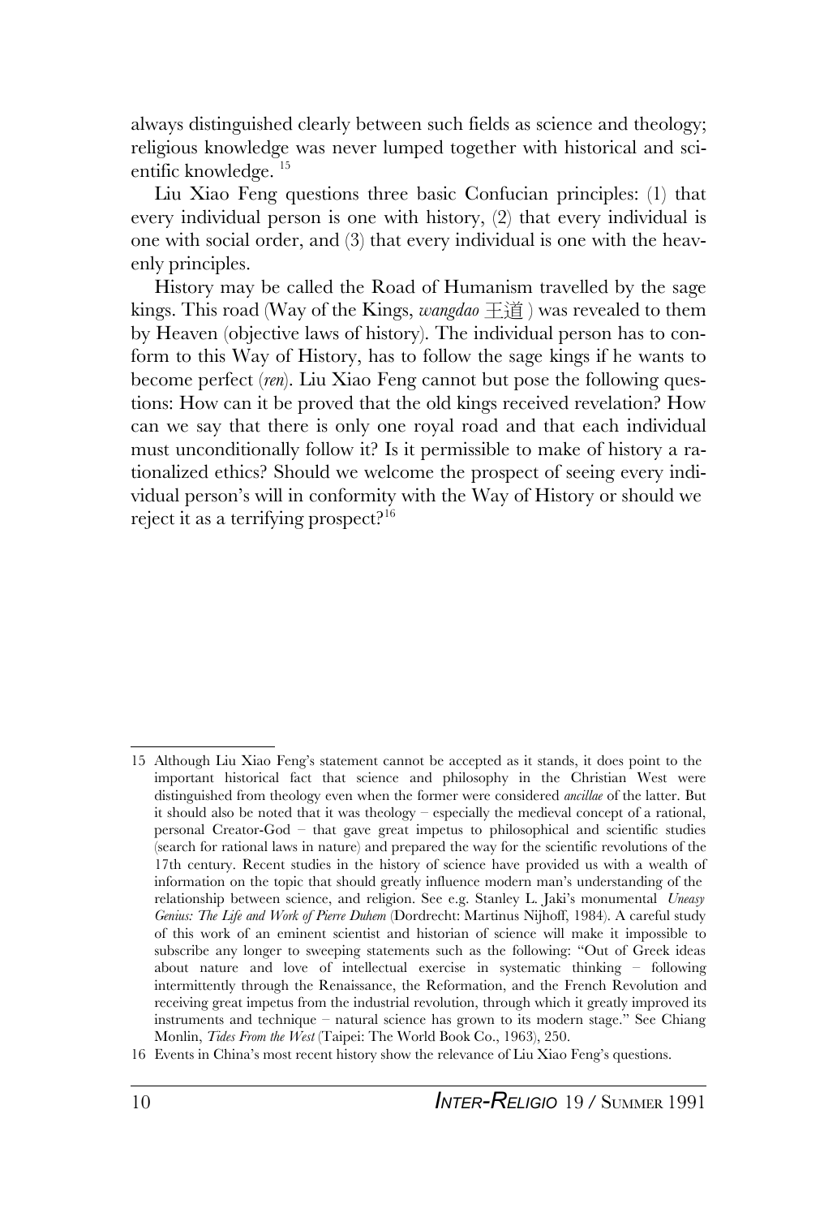always distinguished clearly between such fields as science and theology; religious knowledge was never lumped together with historical and scientific knowledge.[15]

Liu Xiao Feng questions three basic Confucian principles: (1) that every individual person is one with history, (2) that every individual is one with social order, and (3) that every individual is one with the heavenly principles.

History may be called the Road of Humanism travelled by the sage kings. This road (Way of the Kings, *wangdao* 王道) was revealed to them by Heaven (objective laws of history). The individual person has to conform to this Way of History, has to follow the sage kings if he wants to become perfect (*ren*). Liu Xiao Feng cannot but pose the following questions: How can it be proved that the old kings received revelation? How can we say that there is only one royal road and that each individual must unconditionally follow it? Is it permissible to make of history a rationalized ethics? Should we welcome the prospect of seeing every individual person's will in conformity with the Way of History or should we reject it as a terrifying prospect?[16]

---

15 Although Liu Xiao Feng's statement cannot be accepted as it stands, it does point to the important historical fact that science and philosophy in the Christian West were distinguished from theology even when the former were considered *ancillae* of the latter. But it should also be noted that it was theology – especially the medieval concept of a rational, personal Creator-God – that gave great impetus to philosophical and scientific studies (search for rational laws in nature) and prepared the way for the scientific revolutions of the 17th century. Recent studies in the history of science have provided us with a wealth of information on the topic that should greatly influence modern man's understanding of the relationship between science, and religion. See e.g. Stanley L. Jaki's monumental *Uneasy Genius: The Life and Work of Pierre Duhem* (Dordrecht: Martinus Nijhoff, 1984). A careful study of this work of an eminent scientist and historian of science will make it impossible to subscribe any longer to sweeping statements such as the following: "Out of Greek ideas about nature and love of intellectual exercise in systematic thinking – following intermittently through the Renaissance, the Reformation, and the French Revolution and receiving great impetus from the industrial revolution, through which it greatly improved its instruments and technique – natural science has grown to its modern stage." See Chiang Monlin, *Tides From the West* (Taipei: The World Book Co., 1963), 250.

16 Events in China's most recent history show the relevance of Liu Xiao Feng's questions.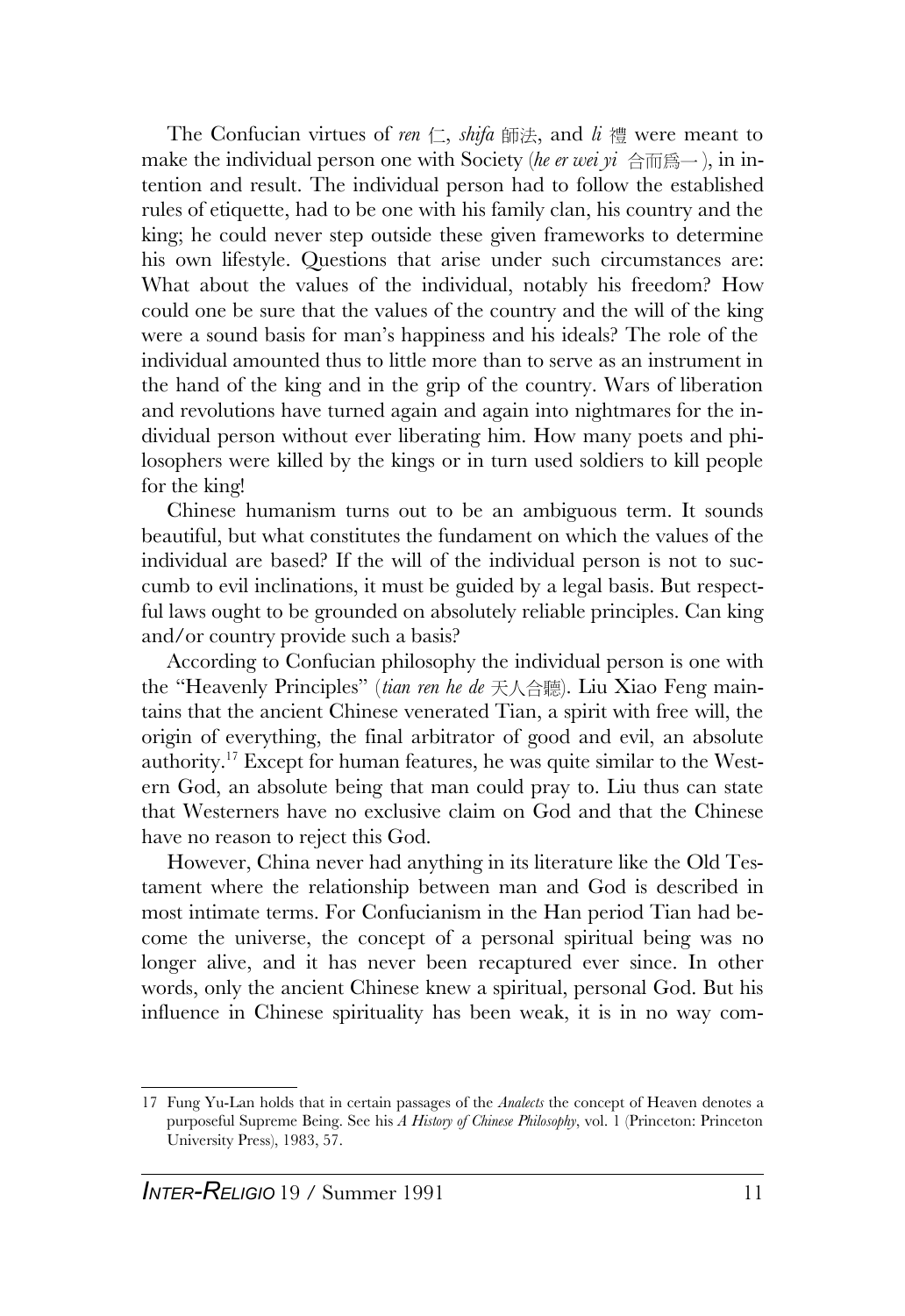The Confucian virtues of *ren* 仁, *shifa* 師法, and *li* 禮 were meant to make the individual person one with Society (*he er wei yi* 合而爲一), in intention and result. The individual person had to follow the established rules of etiquette, had to be one with his family clan, his country and the king; he could never step outside these given frameworks to determine his own lifestyle. Questions that arise under such circumstances are: What about the values of the individual, notably his freedom? How could one be sure that the values of the country and the will of the king were a sound basis for man's happiness and his ideals? The role of the individual amounted thus to little more than to serve as an instrument in the hand of the king and in the grip of the country. Wars of liberation and revolutions have turned again and again into nightmares for the individual person without ever liberating him. How many poets and philosophers were killed by the kings or in turn used soldiers to kill people for the king!

Chinese humanism turns out to be an ambiguous term. It sounds beautiful, but what constitutes the fundament on which the values of the individual are based? If the will of the individual person is not to succumb to evil inclinations, it must be guided by a legal basis. But respectful laws ought to be grounded on absolutely reliable principles. Can king and/or country provide such a basis?

According to Confucian philosophy the individual person is one with the "Heavenly Principles" (*tian ren he de* 天人合聽). Liu Xiao Feng maintains that the ancient Chinese venerated Tian, a spirit with free will, the origin of everything, the final arbitrator of good and evil, an absolute authority.[17] Except for human features, he was quite similar to the Western God, an absolute being that man could pray to. Liu thus can state that Westerners have no exclusive claim on God and that the Chinese have no reason to reject this God.

However, China never had anything in its literature like the Old Testament where the relationship between man and God is described in most intimate terms. For Confucianism in the Han period Tian had become the universe, the concept of a personal spiritual being was no longer alive, and it has never been recaptured ever since. In other words, only the ancient Chinese knew a spiritual, personal God. But his influence in Chinese spirituality has been weak, it is in no way com-

---

17 Fung Yu-Lan holds that in certain passages of the *Analects* the concept of Heaven denotes a purposeful Supreme Being. See his *A History of Chinese Philosophy*, vol. 1 (Princeton: Princeton University Press), 1983, 57.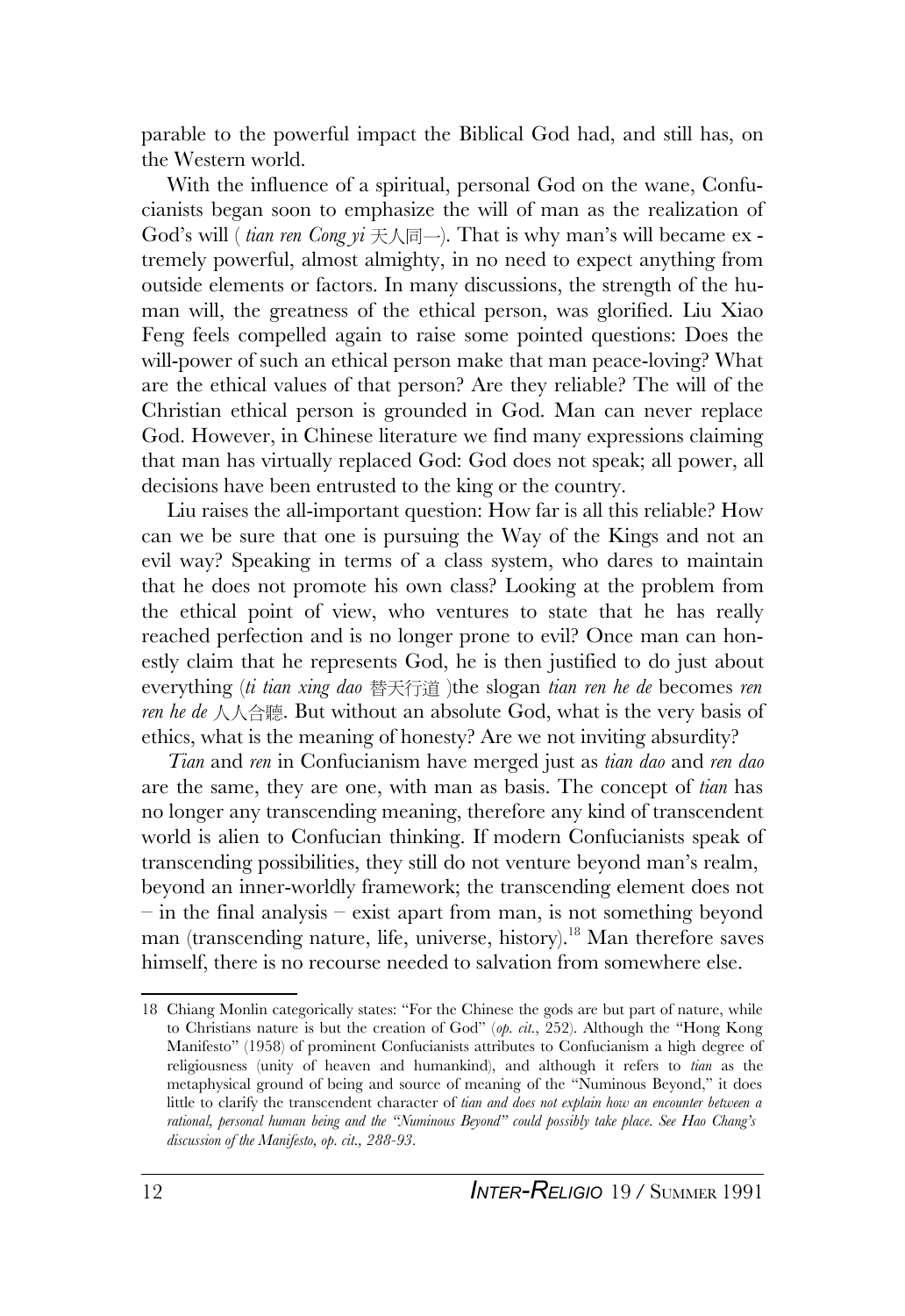parable to the powerful impact the Biblical God had, and still has, on the Western world.

With the influence of a spiritual, personal God on the wane, Confucianists began soon to emphasize the will of man as the realization of God's will ( *tian ren Cong yi* 天人同一). That is why man's will became extremely powerful, almost almighty, in no need to expect anything from outside elements or factors. In many discussions, the strength of the human will, the greatness of the ethical person, was glorified. Liu Xiao Feng feels compelled again to raise some pointed questions: Does the will-power of such an ethical person make that man peace-loving? What are the ethical values of that person? Are they reliable? The will of the Christian ethical person is grounded in God. Man can never replace God. However, in Chinese literature we find many expressions claiming that man has virtually replaced God: God does not speak; all power, all decisions have been entrusted to the king or the country.

Liu raises the all-important question: How far is all this reliable? How can we be sure that one is pursuing the Way of the Kings and not an evil way? Speaking in terms of a class system, who dares to maintain that he does not promote his own class? Looking at the problem from the ethical point of view, who ventures to state that he has really reached perfection and is no longer prone to evil? Once man can honestly claim that he represents God, he is then justified to do just about everything (*ti tian xing dao* 替天行道 )the slogan *tian ren he de* becomes *ren ren he de* 人人合聽. But without an absolute God, what is the very basis of ethics, what is the meaning of honesty? Are we not inviting absurdity?

*Tian* and *ren* in Confucianism have merged just as *tian dao* and *ren dao* are the same, they are one, with man as basis. The concept of *tian* has no longer any transcending meaning, therefore any kind of transcendent world is alien to Confucian thinking. If modern Confucianists speak of transcending possibilities, they still do not venture beyond man's realm, beyond an inner-worldly framework; the transcending element does not – in the final analysis – exist apart from man, is not something beyond man (transcending nature, life, universe, history).[18] Man therefore saves himself, there is no recourse needed to salvation from somewhere else.

---

18 Chiang Monlin categorically states: "For the Chinese the gods are but part of nature, while to Christians nature is but the creation of God" (*op. cit.*, 252). Although the "Hong Kong Manifesto" (1958) of prominent Confucianists attributes to Confucianism a high degree of religiousness (unity of heaven and humankind), and although it refers to *tian* as the metaphysical ground of being and source of meaning of the "Numinous Beyond," it does little to clarify the transcendent character of *tian and does not explain how an encounter between a rational, personal human being and the "Numinous Beyond" could possibly take place. See Hao Chang's discussion of the Manifesto, op. cit., 288-93.*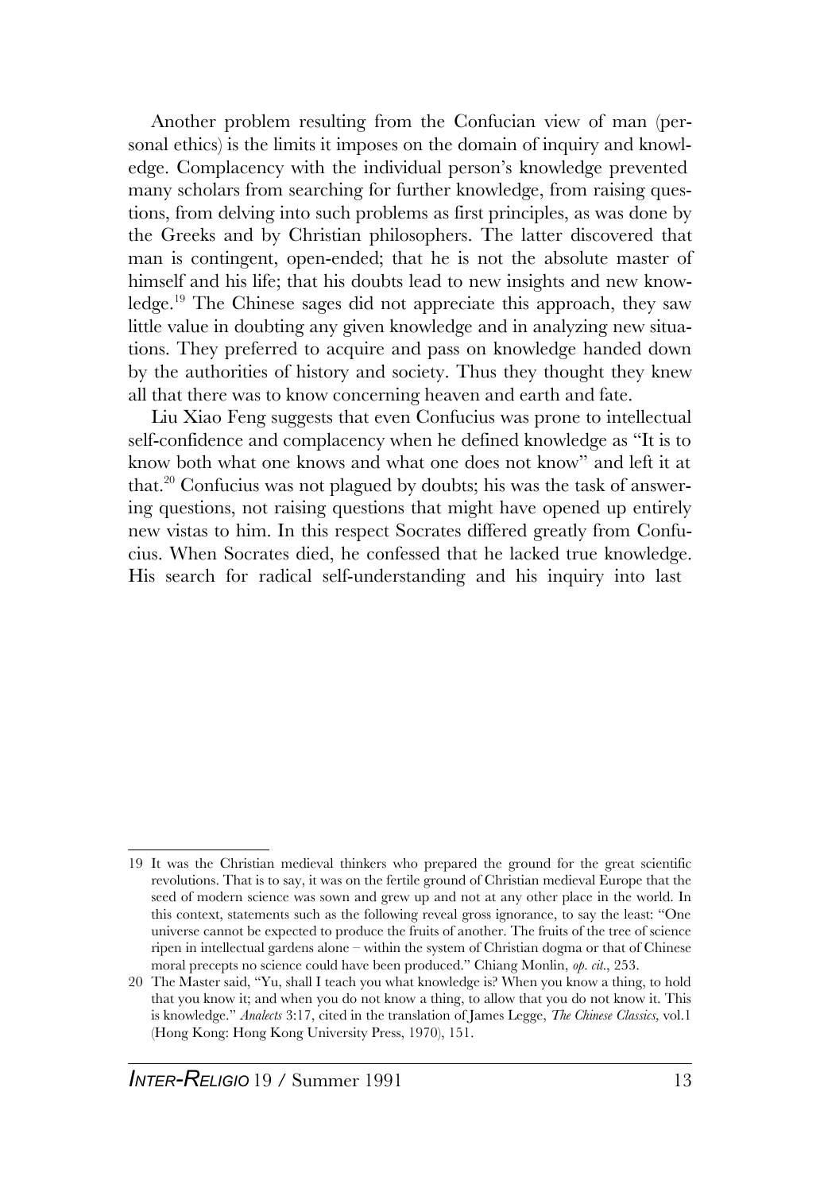Another problem resulting from the Confucian view of man (personal ethics) is the limits it imposes on the domain of inquiry and knowledge. Complacency with the individual person's knowledge prevented many scholars from searching for further knowledge, from raising questions, from delving into such problems as first principles, as was done by the Greeks and by Christian philosophers. The latter discovered that man is contingent, open-ended; that he is not the absolute master of himself and his life; that his doubts lead to new insights and new knowledge.[19] The Chinese sages did not appreciate this approach, they saw little value in doubting any given knowledge and in analyzing new situations. They preferred to acquire and pass on knowledge handed down by the authorities of history and society. Thus they thought they knew all that there was to know concerning heaven and earth and fate.

Liu Xiao Feng suggests that even Confucius was prone to intellectual self-confidence and complacency when he defined knowledge as "It is to know both what one knows and what one does not know" and left it at that.[20] Confucius was not plagued by doubts; his was the task of answering questions, not raising questions that might have opened up entirely new vistas to him. In this respect Socrates differed greatly from Confucius. When Socrates died, he confessed that he lacked true knowledge. His search for radical self-understanding and his inquiry into last

---

19 It was the Christian medieval thinkers who prepared the ground for the great scientific revolutions. That is to say, it was on the fertile ground of Christian medieval Europe that the seed of modern science was sown and grew up and not at any other place in the world. In this context, statements such as the following reveal gross ignorance, to say the least: "One universe cannot be expected to produce the fruits of another. The fruits of the tree of science ripen in intellectual gardens alone – within the system of Christian dogma or that of Chinese moral precepts no science could have been produced." Chiang Monlin, *op. cit.*, 253.

20 The Master said, "Yu, shall I teach you what knowledge is? When you know a thing, to hold that you know it; and when you do not know a thing, to allow that you do not know it. This is knowledge." *Analects* 3:17, cited in the translation of James Legge, *The Chinese Classics,* vol.1 (Hong Kong: Hong Kong University Press, 1970), 151.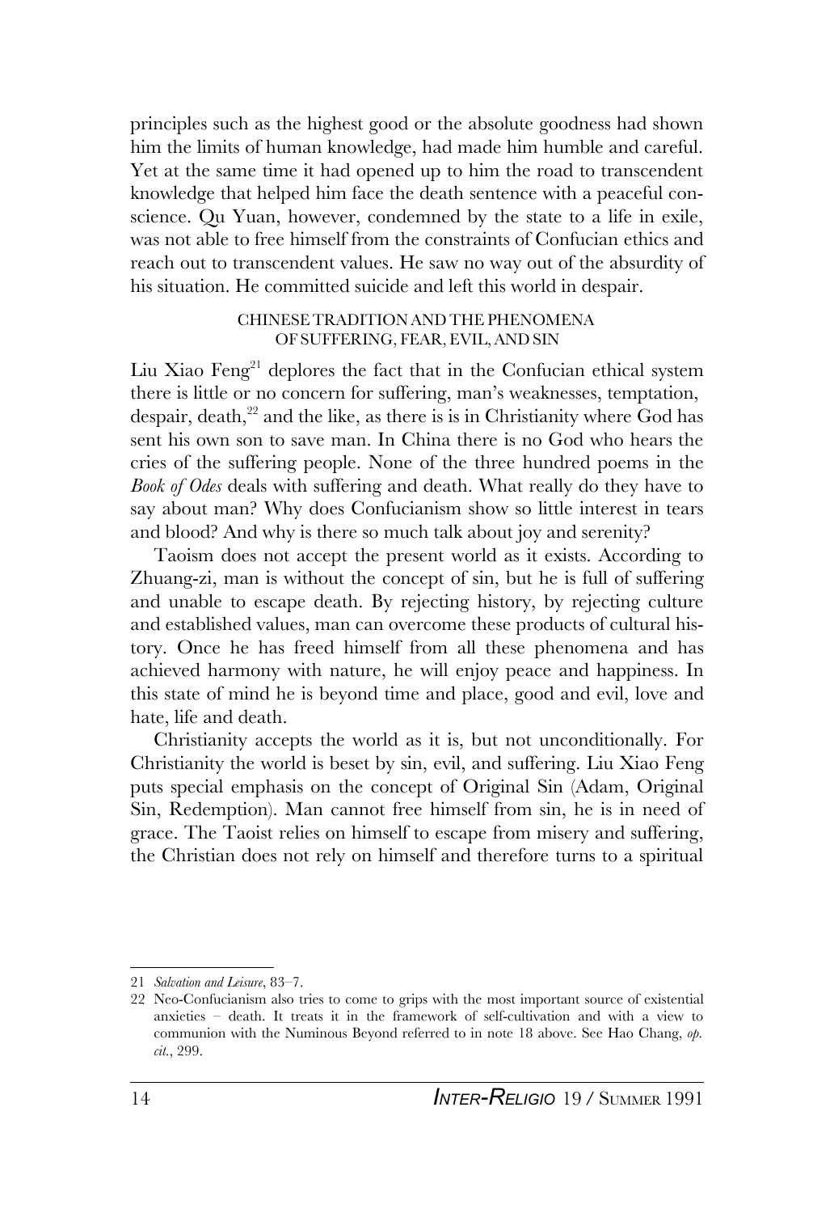principles such as the highest good or the absolute goodness had shown him the limits of human knowledge, had made him humble and careful. Yet at the same time it had opened up to him the road to transcendent knowledge that helped him face the death sentence with a peaceful conscience. Qu Yuan, however, condemned by the state to a life in exile, was not able to free himself from the constraints of Confucian ethics and reach out to transcendent values. He saw no way out of the absurdity of his situation. He committed suicide and left this world in despair.

## CHINESE TRADITION AND THE PHENOMENA OF SUFFERING, FEAR, EVIL, AND SIN

Liu Xiao Feng[21] deplores the fact that in the Confucian ethical system there is little or no concern for suffering, man's weaknesses, temptation, despair, death,[22] and the like, as there is is in Christianity where God has sent his own son to save man. In China there is no God who hears the cries of the suffering people. None of the three hundred poems in the *Book of Odes* deals with suffering and death. What really do they have to say about man? Why does Confucianism show so little interest in tears and blood? And why is there so much talk about joy and serenity?

Taoism does not accept the present world as it exists. According to Zhuang-zi, man is without the concept of sin, but he is full of suffering and unable to escape death. By rejecting history, by rejecting culture and established values, man can overcome these products of cultural history. Once he has freed himself from all these phenomena and has achieved harmony with nature, he will enjoy peace and happiness. In this state of mind he is beyond time and place, good and evil, love and hate, life and death.

Christianity accepts the world as it is, but not unconditionally. For Christianity the world is beset by sin, evil, and suffering. Liu Xiao Feng puts special emphasis on the concept of Original Sin (Adam, Original Sin, Redemption). Man cannot free himself from sin, he is in need of grace. The Taoist relies on himself to escape from misery and suffering, the Christian does not rely on himself and therefore turns to a spiritual

---

21 *Salvation and Leisure*, 83–7.

22 Neo-Confucianism also tries to come to grips with the most important source of existential anxieties – death. It treats it in the framework of self-cultivation and with a view to communion with the Numinous Beyond referred to in note 18 above. See Hao Chang, *op. cit.*, 299.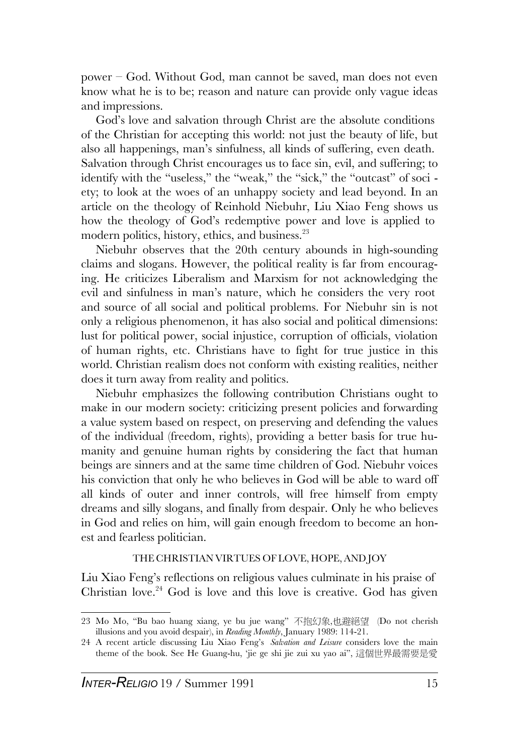power – God. Without God, man cannot be saved, man does not even know what he is to be; reason and nature can provide only vague ideas and impressions.

God's love and salvation through Christ are the absolute conditions of the Christian for accepting this world: not just the beauty of life, but also all happenings, man's sinfulness, all kinds of suffering, even death. Salvation through Christ encourages us to face sin, evil, and suffering; to identify with the "useless," the "weak," the "sick," the "outcast" of society; to look at the woes of an unhappy society and lead beyond. In an article on the theology of Reinhold Niebuhr, Liu Xiao Feng shows us how the theology of God's redemptive power and love is applied to modern politics, history, ethics, and business.[23]

Niebuhr observes that the 20th century abounds in high-sounding claims and slogans. However, the political reality is far from encouraging. He criticizes Liberalism and Marxism for not acknowledging the evil and sinfulness in man's nature, which he considers the very root and source of all social and political problems. For Niebuhr sin is not only a religious phenomenon, it has also social and political dimensions: lust for political power, social injustice, corruption of officials, violation of human rights, etc. Christians have to fight for true justice in this world. Christian realism does not conform with existing realities, neither does it turn away from reality and politics.

Niebuhr emphasizes the following contribution Christians ought to make in our modern society: criticizing present policies and forwarding a value system based on respect, on preserving and defending the values of the individual (freedom, rights), providing a better basis for true humanity and genuine human rights by considering the fact that human beings are sinners and at the same time children of God. Niebuhr voices his conviction that only he who believes in God will be able to ward off all kinds of outer and inner controls, will free himself from empty dreams and silly slogans, and finally from despair. Only he who believes in God and relies on him, will gain enough freedom to become an honest and fearless politician.

### THE CHRISTIAN VIRTUES OF LOVE, HOPE, AND JOY

Liu Xiao Feng's reflections on religious values culminate in his praise of Christian love.[24] God is love and this love is creative. God has given

---

23 Mo Mo, "Bu bao huang xiang, ye bu jue wang" 不抱幻象,也避絕望 (Do not cherish illusions and you avoid despair), in *Reading Monthly*, January 1989: 114-21.

24 A recent article discussing Liu Xiao Feng's *Salvation and Leisure* considers love the main theme of the book. See He Guang-hu, 'jie ge shi jie zui xu yao ai", 這個世界最需要是愛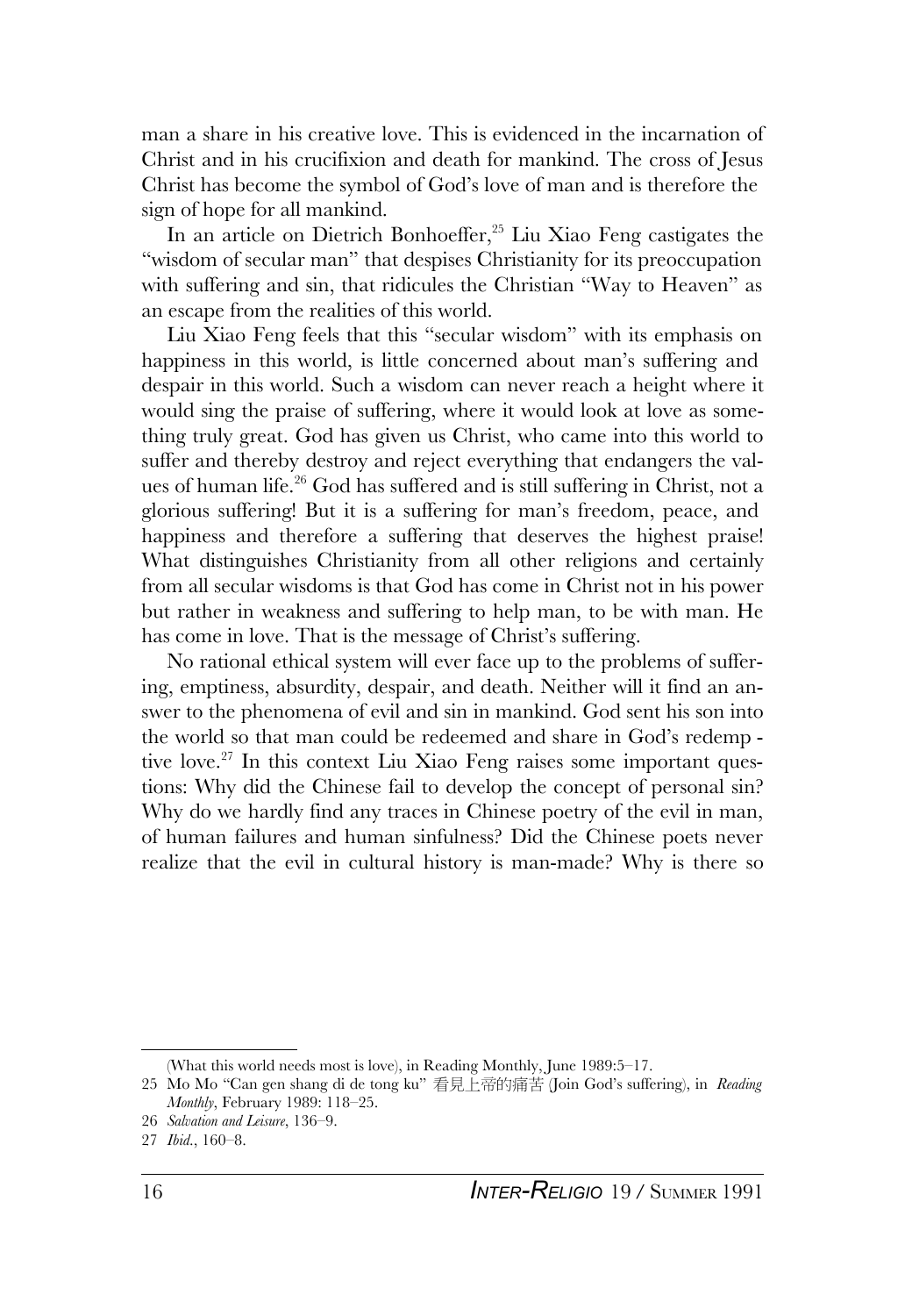man a share in his creative love. This is evidenced in the incarnation of Christ and in his crucifixion and death for mankind. The cross of Jesus Christ has become the symbol of God's love of man and is therefore the sign of hope for all mankind.

In an article on Dietrich Bonhoeffer,[25] Liu Xiao Feng castigates the "wisdom of secular man" that despises Christianity for its preoccupation with suffering and sin, that ridicules the Christian "Way to Heaven" as an escape from the realities of this world.

Liu Xiao Feng feels that this "secular wisdom" with its emphasis on happiness in this world, is little concerned about man's suffering and despair in this world. Such a wisdom can never reach a height where it would sing the praise of suffering, where it would look at love as something truly great. God has given us Christ, who came into this world to suffer and thereby destroy and reject everything that endangers the values of human life.[26] God has suffered and is still suffering in Christ, not a glorious suffering! But it is a suffering for man's freedom, peace, and happiness and therefore a suffering that deserves the highest praise! What distinguishes Christianity from all other religions and certainly from all secular wisdoms is that God has come in Christ not in his power but rather in weakness and suffering to help man, to be with man. He has come in love. That is the message of Christ's suffering.

No rational ethical system will ever face up to the problems of suffering, emptiness, absurdity, despair, and death. Neither will it find an answer to the phenomena of evil and sin in mankind. God sent his son into the world so that man could be redeemed and share in God's redemptive love.[27] In this context Liu Xiao Feng raises some important questions: Why did the Chinese fail to develop the concept of personal sin? Why do we hardly find any traces in Chinese poetry of the evil in man, of human failures and human sinfulness? Did the Chinese poets never realize that the evil in cultural history is man-made? Why is there so

---

(What this world needs most is love), in Reading Monthly, June 1989:5–17.

25 Mo Mo "Can gen shang di de tong ku" 看見上帝的痛苦 (Join God's suffering), in *Reading Monthly*, February 1989: 118–25.

26 *Salvation and Leisure*, 136–9.

27 *Ibid.*, 160–8.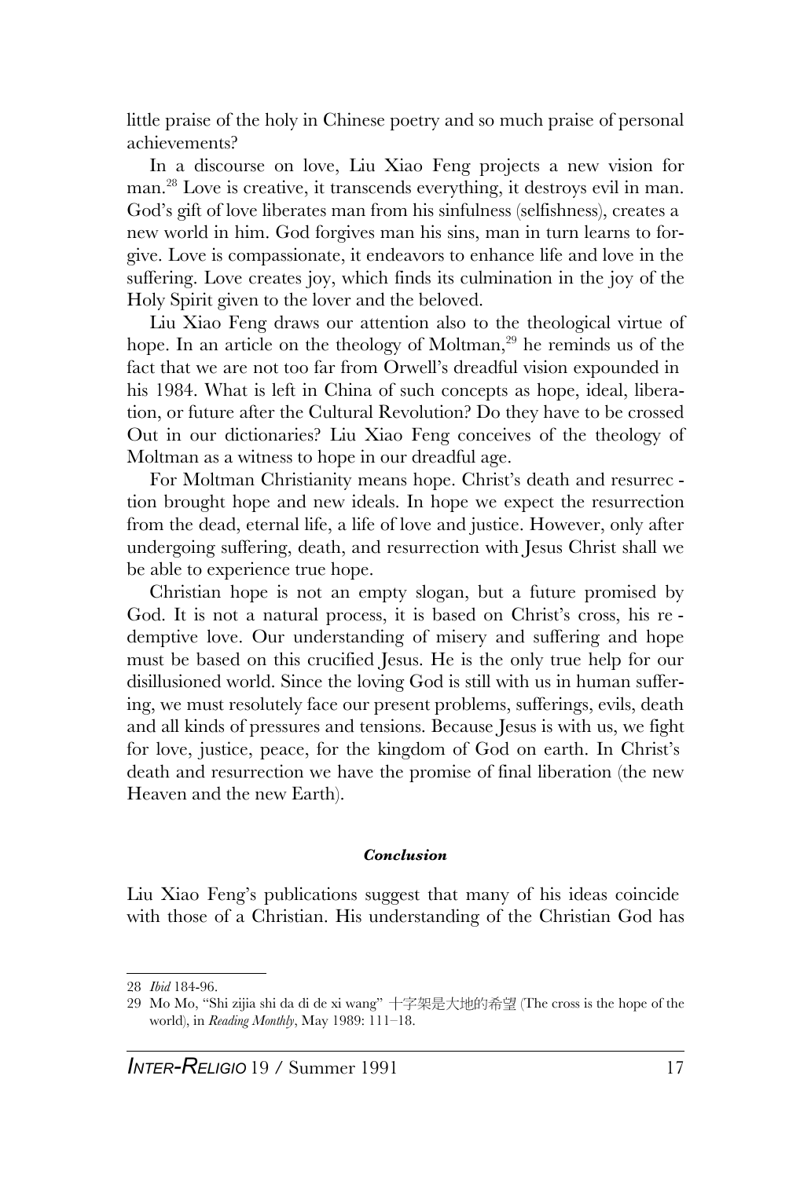little praise of the holy in Chinese poetry and so much praise of personal achievements?

In a discourse on love, Liu Xiao Feng projects a new vision for man.[28] Love is creative, it transcends everything, it destroys evil in man. God's gift of love liberates man from his sinfulness (selfishness), creates a new world in him. God forgives man his sins, man in turn learns to forgive. Love is compassionate, it endeavors to enhance life and love in the suffering. Love creates joy, which finds its culmination in the joy of the Holy Spirit given to the lover and the beloved.

Liu Xiao Feng draws our attention also to the theological virtue of hope. In an article on the theology of Moltman,[29] he reminds us of the fact that we are not too far from Orwell's dreadful vision expounded in his 1984. What is left in China of such concepts as hope, ideal, liberation, or future after the Cultural Revolution? Do they have to be crossed Out in our dictionaries? Liu Xiao Feng conceives of the theology of Moltman as a witness to hope in our dreadful age.

For Moltman Christianity means hope. Christ's death and resurrection brought hope and new ideals. In hope we expect the resurrection from the dead, eternal life, a life of love and justice. However, only after undergoing suffering, death, and resurrection with Jesus Christ shall we be able to experience true hope.

Christian hope is not an empty slogan, but a future promised by God. It is not a natural process, it is based on Christ's cross, his redemptive love. Our understanding of misery and suffering and hope must be based on this crucified Jesus. He is the only true help for our disillusioned world. Since the loving God is still with us in human suffering, we must resolutely face our present problems, sufferings, evils, death and all kinds of pressures and tensions. Because Jesus is with us, we fight for love, justice, peace, for the kingdom of God on earth. In Christ's death and resurrection we have the promise of final liberation (the new Heaven and the new Earth).

### *Conclusion*

Liu Xiao Feng's publications suggest that many of his ideas coincide with those of a Christian. His understanding of the Christian God has

---

28 *Ibid* 184-96.

29 Mo Mo, "Shi zijia shi da di de xi wang" 十字架是大地的希望 (The cross is the hope of the world), in *Reading Monthly*, May 1989: 111–18.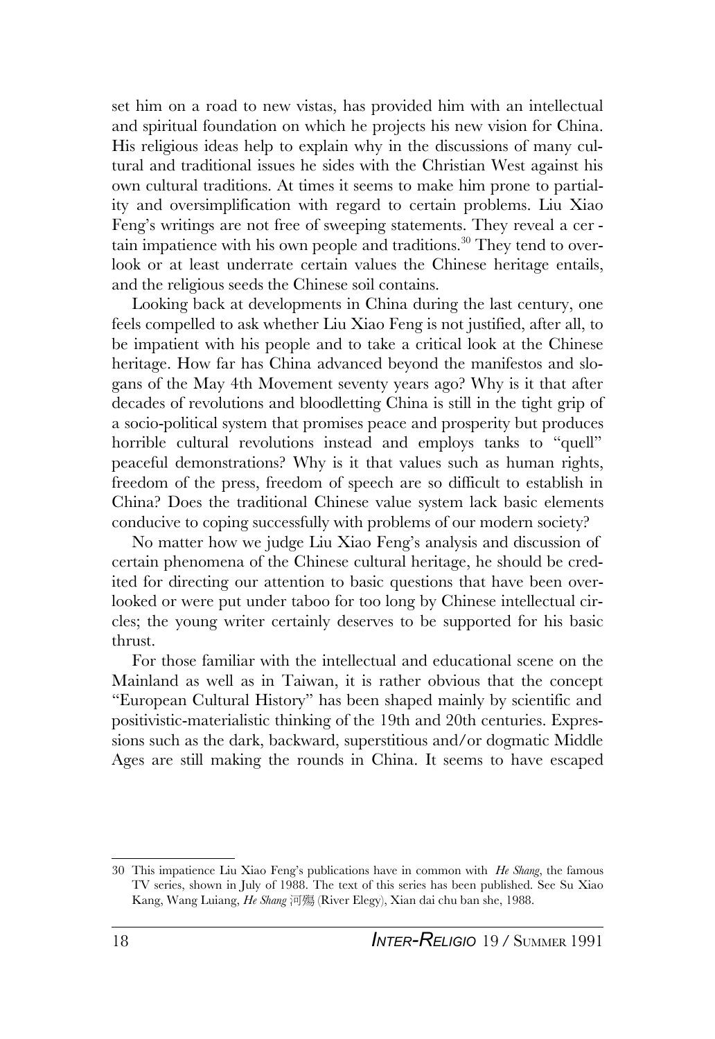set him on a road to new vistas, has provided him with an intellectual and spiritual foundation on which he projects his new vision for China. His religious ideas help to explain why in the discussions of many cultural and traditional issues he sides with the Christian West against his own cultural traditions. At times it seems to make him prone to partiality and oversimplification with regard to certain problems. Liu Xiao Feng's writings are not free of sweeping statements. They reveal a certain impatience with his own people and traditions.[30] They tend to overlook or at least underrate certain values the Chinese heritage entails, and the religious seeds the Chinese soil contains.

Looking back at developments in China during the last century, one feels compelled to ask whether Liu Xiao Feng is not justified, after all, to be impatient with his people and to take a critical look at the Chinese heritage. How far has China advanced beyond the manifestos and slogans of the May 4th Movement seventy years ago? Why is it that after decades of revolutions and bloodletting China is still in the tight grip of a socio-political system that promises peace and prosperity but produces horrible cultural revolutions instead and employs tanks to "quell" peaceful demonstrations? Why is it that values such as human rights, freedom of the press, freedom of speech are so difficult to establish in China? Does the traditional Chinese value system lack basic elements conducive to coping successfully with problems of our modern society?

No matter how we judge Liu Xiao Feng's analysis and discussion of certain phenomena of the Chinese cultural heritage, he should be credited for directing our attention to basic questions that have been overlooked or were put under taboo for too long by Chinese intellectual circles; the young writer certainly deserves to be supported for his basic thrust.

For those familiar with the intellectual and educational scene on the Mainland as well as in Taiwan, it is rather obvious that the concept "European Cultural History" has been shaped mainly by scientific and positivistic-materialistic thinking of the 19th and 20th centuries. Expressions such as the dark, backward, superstitious and/or dogmatic Middle Ages are still making the rounds in China. It seems to have escaped

---

30 This impatience Liu Xiao Feng's publications have in common with *He Shang*, the famous TV series, shown in July of 1988. The text of this series has been published. See Su Xiao Kang, Wang Luiang, *He Shang* 河殤 (River Elegy), Xian dai chu ban she, 1988.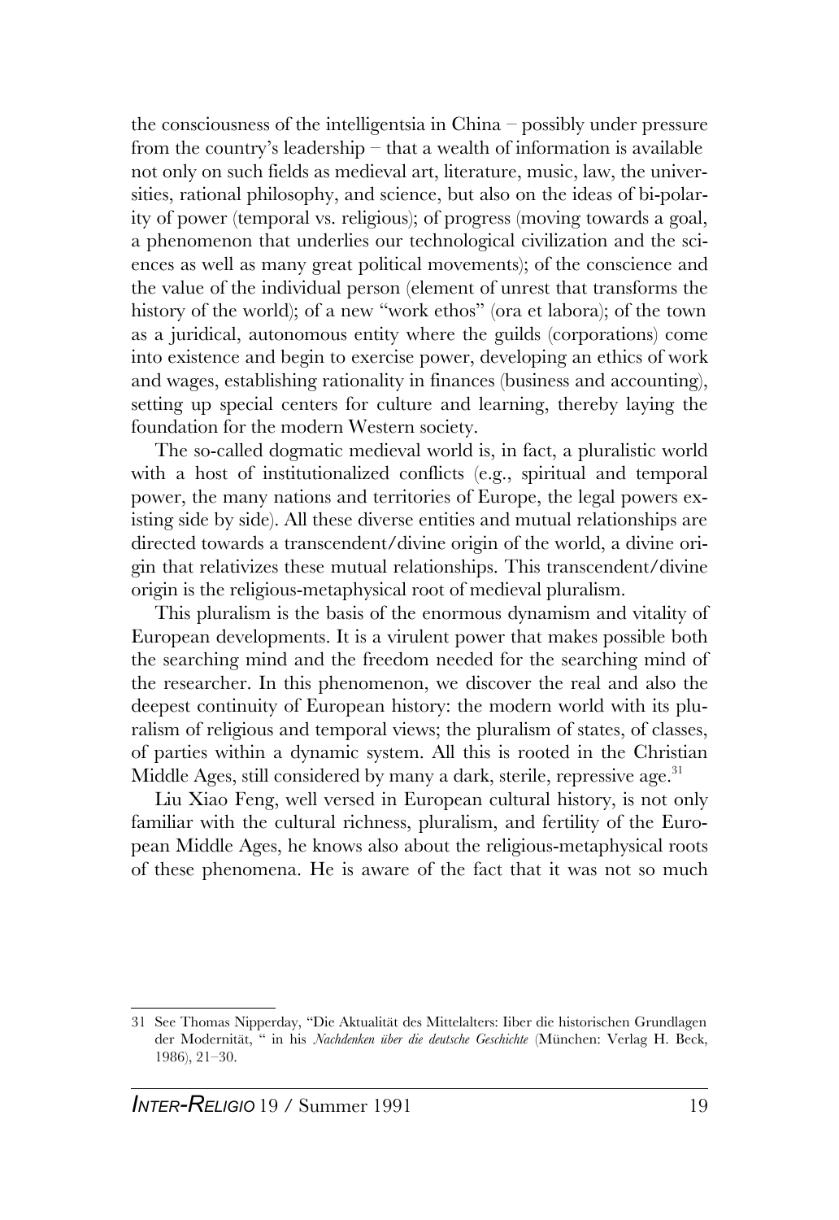the consciousness of the intelligentsia in China – possibly under pressure from the country's leadership – that a wealth of information is available not only on such fields as medieval art, literature, music, law, the universities, rational philosophy, and science, but also on the ideas of bi-polarity of power (temporal vs. religious); of progress (moving towards a goal, a phenomenon that underlies our technological civilization and the sciences as well as many great political movements); of the conscience and the value of the individual person (element of unrest that transforms the history of the world); of a new "work ethos" (ora et labora); of the town as a juridical, autonomous entity where the guilds (corporations) come into existence and begin to exercise power, developing an ethics of work and wages, establishing rationality in finances (business and accounting), setting up special centers for culture and learning, thereby laying the foundation for the modern Western society.

The so-called dogmatic medieval world is, in fact, a pluralistic world with a host of institutionalized conflicts (e.g., spiritual and temporal power, the many nations and territories of Europe, the legal powers existing side by side). All these diverse entities and mutual relationships are directed towards a transcendent/divine origin of the world, a divine origin that relativizes these mutual relationships. This transcendent/divine origin is the religious-metaphysical root of medieval pluralism.

This pluralism is the basis of the enormous dynamism and vitality of European developments. It is a virulent power that makes possible both the searching mind and the freedom needed for the searching mind of the researcher. In this phenomenon, we discover the real and also the deepest continuity of European history: the modern world with its pluralism of religious and temporal views; the pluralism of states, of classes, of parties within a dynamic system. All this is rooted in the Christian Middle Ages, still considered by many a dark, sterile, repressive age.[31]

Liu Xiao Feng, well versed in European cultural history, is not only familiar with the cultural richness, pluralism, and fertility of the European Middle Ages, he knows also about the religious-metaphysical roots of these phenomena. He is aware of the fact that it was not so much

---

31 See Thomas Nipperday, "Die Aktualität des Mittelalters: Iiber die historischen Grundlagen der Modernität, " in his *Nachdenken über die deutsche Geschichte* (München: Verlag H. Beck, 1986), 21–30.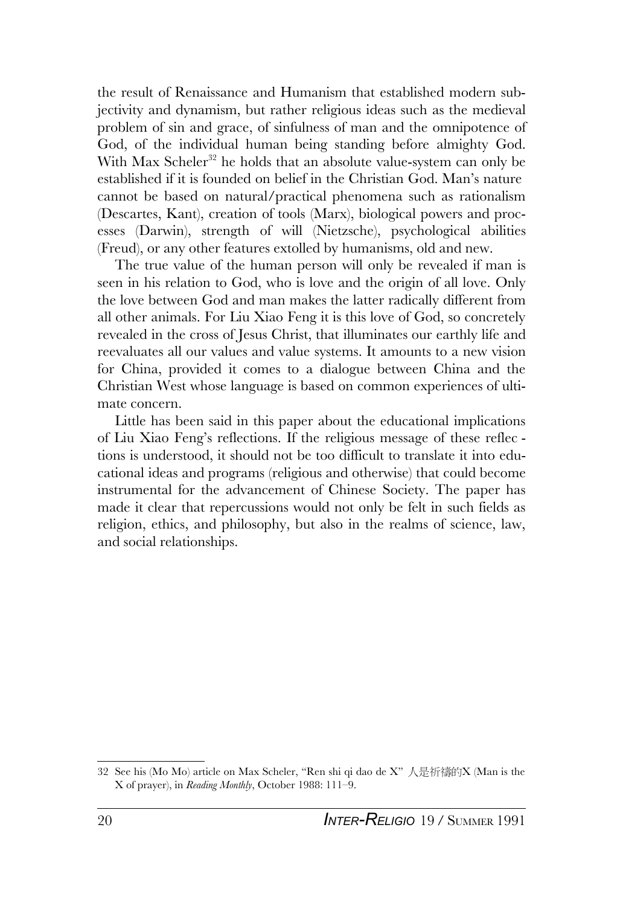the result of Renaissance and Humanism that established modern subjectivity and dynamism, but rather religious ideas such as the medieval problem of sin and grace, of sinfulness of man and the omnipotence of God, of the individual human being standing before almighty God. With Max Scheler[32] he holds that an absolute value-system can only be established if it is founded on belief in the Christian God. Man's nature cannot be based on natural/practical phenomena such as rationalism (Descartes, Kant), creation of tools (Marx), biological powers and processes (Darwin), strength of will (Nietzsche), psychological abilities (Freud), or any other features extolled by humanisms, old and new.

The true value of the human person will only be revealed if man is seen in his relation to God, who is love and the origin of all love. Only the love between God and man makes the latter radically different from all other animals. For Liu Xiao Feng it is this love of God, so concretely revealed in the cross of Jesus Christ, that illuminates our earthly life and reevaluates all our values and value systems. It amounts to a new vision for China, provided it comes to a dialogue between China and the Christian West whose language is based on common experiences of ultimate concern.

Little has been said in this paper about the educational implications of Liu Xiao Feng's reflections. If the religious message of these reflections is understood, it should not be too difficult to translate it into educational ideas and programs (religious and otherwise) that could become instrumental for the advancement of Chinese Society. The paper has made it clear that repercussions would not only be felt in such fields as religion, ethics, and philosophy, but also in the realms of science, law, and social relationships.

---

32 See his (Mo Mo) article on Max Scheler, "Ren shi qi dao de X" 人是祈禱的X (Man is the X of prayer), in *Reading Monthly*, October 1988: 111–9.